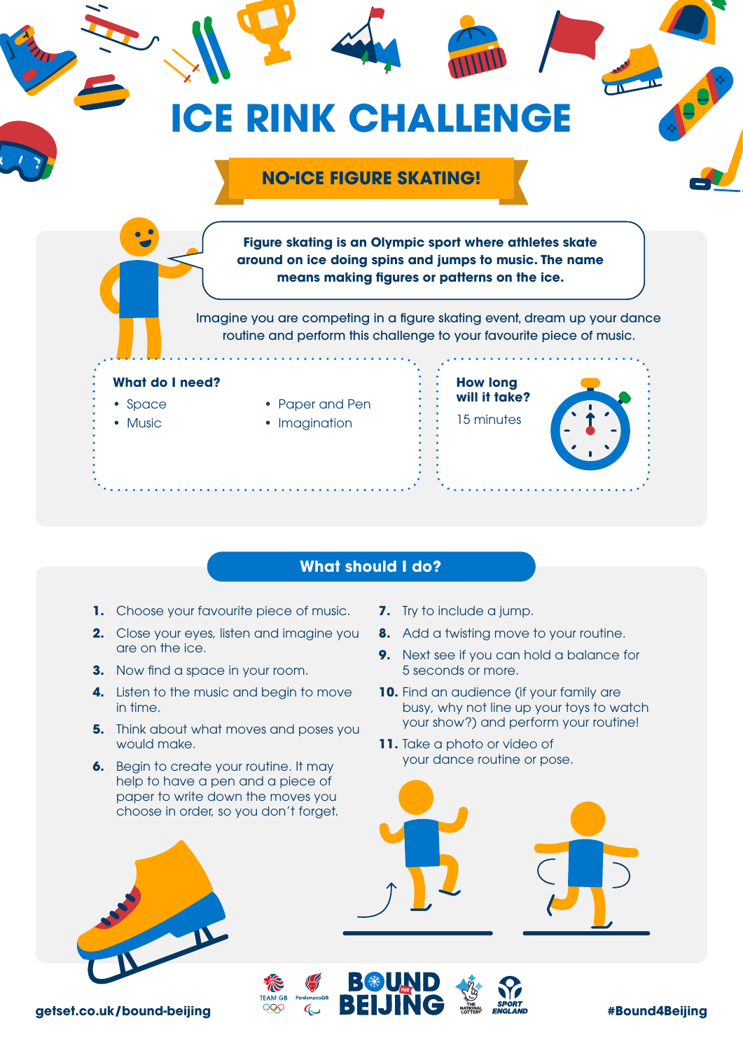# ICE RINK CHALLENGE

## NO-ICE FIGURE SKATING!

**Figure skating is an Olympic sport where athletes skate around on ice doing spins and jumps to music. The name means making figures or patterns on the ice.**

Imagine you are competing in a figure skating event, dream up your dance routine and perform this challenge to your favourite piece of music.

**What do I need?**

- Space
- Music
- Paper and Pen
- Imagination

**How long will it take?**

15 minutes

## What should I do?

1. Choose your favourite piece of music.
2. Close your eyes, listen and imagine you are on the ice.
3. Now find a space in your room.
4. Listen to the music and begin to move in time.
5. Think about what moves and poses you would make.
6. Begin to create your routine. It may help to have a pen and a piece of paper to write down the moves you choose in order, so you don't forget.
7. Try to include a jump.
8. Add a twisting move to your routine.
9. Next see if you can hold a balance for 5 seconds or more.
10. Find an audience (if your family are busy, why not line up your toys to watch your show?) and perform your routine!
11. Take a photo or video of your dance routine or pose.

getset.co.uk/bound-beijing

#Bound4Beijing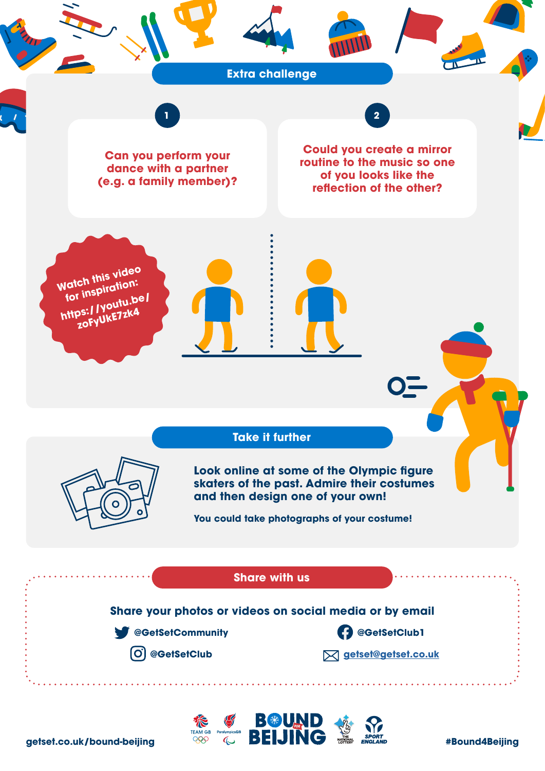## Extra challenge

1. Can you perform your dance with a partner (e.g. a family member)?

2. Could you create a mirror routine to the music so one of you looks like the reflection of the other?

Watch this video for inspiration: https://youtu.be/zoFyUkE7zk4

## Take it further

**Look online at some of the Olympic figure skaters of the past. Admire their costumes and then design one of your own!**

**You could take photographs of your costume!**

## Share with us

**Share your photos or videos on social media or by email**

@GetSetCommunity

@GetSetClub1

@GetSetClub

getset@getset.co.uk

getset.co.uk/bound-beijing

#Bound4Beijing